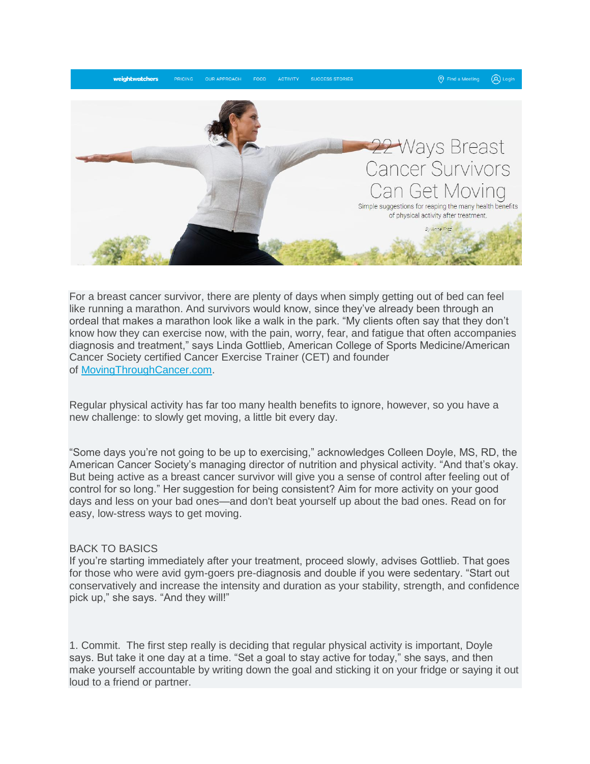weightwatchers PRICING OUR APPROACH FOOD ACTIVITY SUCCESS STORIES Find a Meeting Login

# 22 Ways Breast Cancer Survivors Can Get Moving

Simple suggestions for reaping the many health benefits of physical activity after treatment.

By Anne Fritz

For a breast cancer survivor, there are plenty of days when simply getting out of bed can feel like running a marathon. And survivors would know, since they've already been through an ordeal that makes a marathon look like a walk in the park. "My clients often say that they don't know how they can exercise now, with the pain, worry, fear, and fatigue that often accompanies diagnosis and treatment," says Linda Gottlieb, American College of Sports Medicine/American Cancer Society certified Cancer Exercise Trainer (CET) and founder of [MovingThroughCancer.com](MovingThroughCancer.com).

Regular physical activity has far too many health benefits to ignore, however, so you have a new challenge: to slowly get moving, a little bit every day.

"Some days you're not going to be up to exercising," acknowledges Colleen Doyle, MS, RD, the American Cancer Society's managing director of nutrition and physical activity. "And that's okay. But being active as a breast cancer survivor will give you a sense of control after feeling out of control for so long." Her suggestion for being consistent? Aim for more activity on your good days and less on your bad ones—and don't beat yourself up about the bad ones. Read on for easy, low-stress ways to get moving.

## BACK TO BASICS

If you're starting immediately after your treatment, proceed slowly, advises Gottlieb. That goes for those who were avid gym-goers pre-diagnosis and double if you were sedentary. "Start out conservatively and increase the intensity and duration as your stability, strength, and confidence pick up," she says. "And they will!"

1. Commit. The first step really is deciding that regular physical activity is important, Doyle says. But take it one day at a time. "Set a goal to stay active for today," she says, and then make yourself accountable by writing down the goal and sticking it on your fridge or saying it out loud to a friend or partner.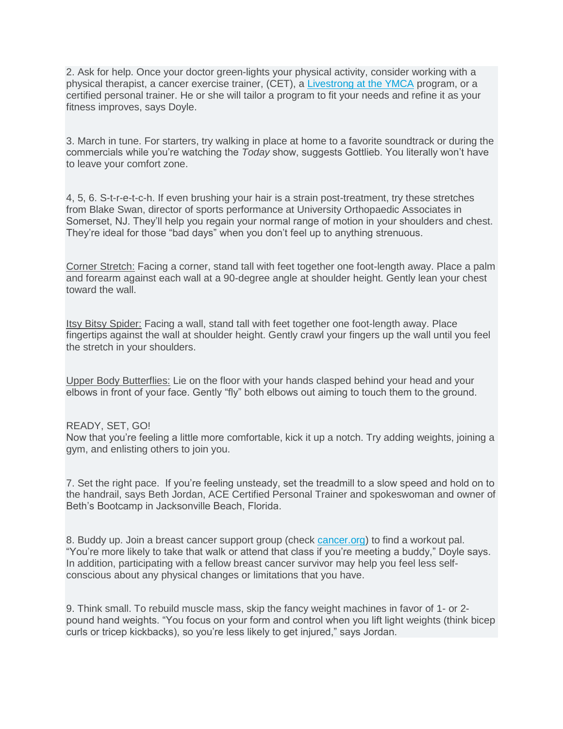2. Ask for help. Once your doctor green-lights your physical activity, consider working with a physical therapist, a cancer exercise trainer, (CET), a [Livestrong at the YMCA](#) program, or a certified personal trainer. He or she will tailor a program to fit your needs and refine it as your fitness improves, says Doyle.

3. March in tune. For starters, try walking in place at home to a favorite soundtrack or during the commercials while you're watching the *Today* show, suggests Gottlieb. You literally won't have to leave your comfort zone.

4, 5, 6. S-t-r-e-t-c-h. If even brushing your hair is a strain post-treatment, try these stretches from Blake Swan, director of sports performance at University Orthopaedic Associates in Somerset, NJ. They'll help you regain your normal range of motion in your shoulders and chest. They're ideal for those "bad days" when you don't feel up to anything strenuous.

<u>Corner Stretch:</u> Facing a corner, stand tall with feet together one foot-length away. Place a palm and forearm against each wall at a 90-degree angle at shoulder height. Gently lean your chest toward the wall.

<u>Itsy Bitsy Spider:</u> Facing a wall, stand tall with feet together one foot-length away. Place fingertips against the wall at shoulder height. Gently crawl your fingers up the wall until you feel the stretch in your shoulders.

<u>Upper Body Butterflies:</u> Lie on the floor with your hands clasped behind your head and your elbows in front of your face. Gently "fly" both elbows out aiming to touch them to the ground.

READY, SET, GO!
Now that you're feeling a little more comfortable, kick it up a notch. Try adding weights, joining a gym, and enlisting others to join you.

7. Set the right pace. If you're feeling unsteady, set the treadmill to a slow speed and hold on to the handrail, says Beth Jordan, ACE Certified Personal Trainer and spokeswoman and owner of Beth's Bootcamp in Jacksonville Beach, Florida.

8. Buddy up. Join a breast cancer support group (check [cancer.org](#)) to find a workout pal. "You're more likely to take that walk or attend that class if you're meeting a buddy," Doyle says. In addition, participating with a fellow breast cancer survivor may help you feel less self-conscious about any physical changes or limitations that you have.

9. Think small. To rebuild muscle mass, skip the fancy weight machines in favor of 1- or 2-pound hand weights. "You focus on your form and control when you lift light weights (think bicep curls or tricep kickbacks), so you're less likely to get injured," says Jordan.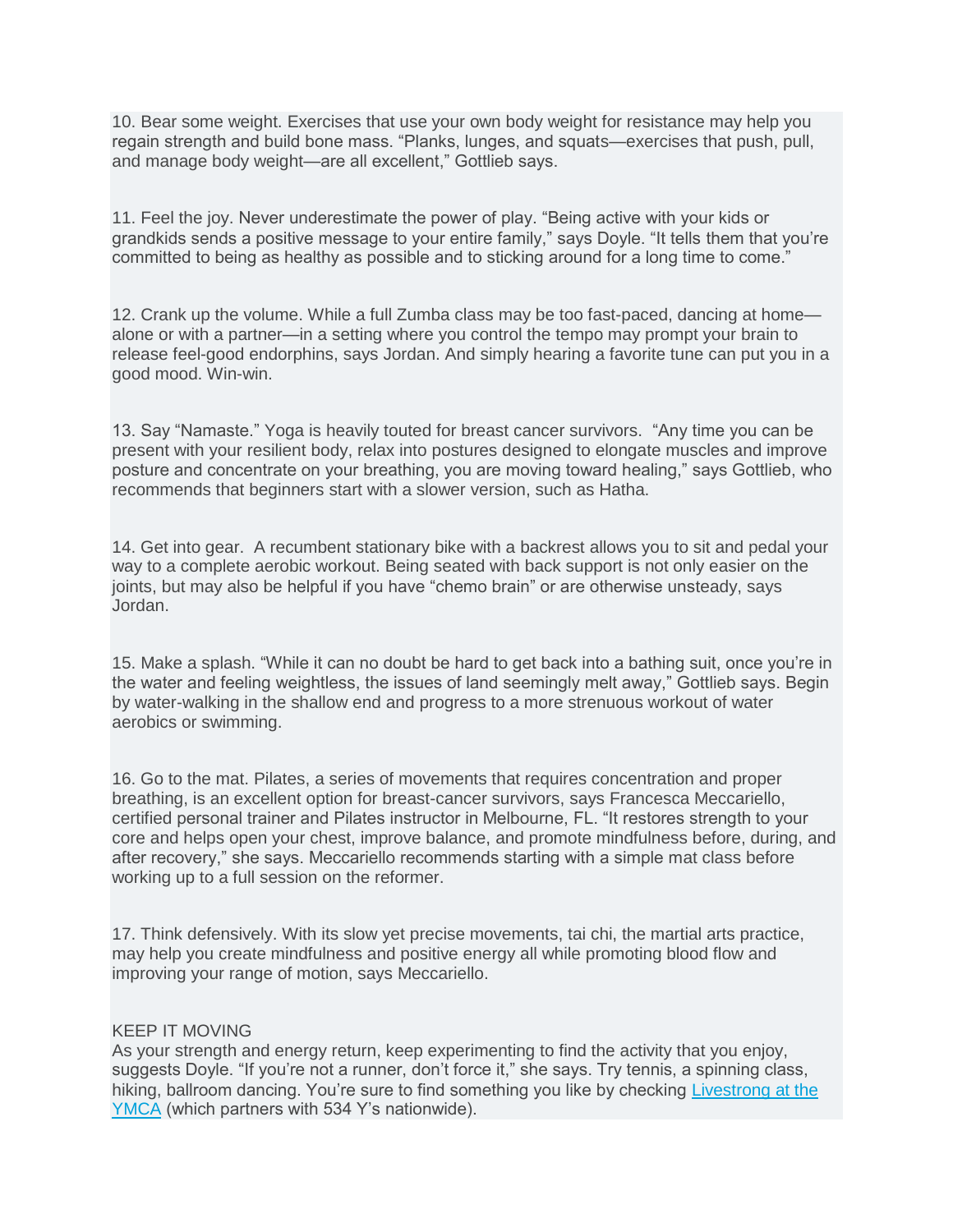10. Bear some weight. Exercises that use your own body weight for resistance may help you regain strength and build bone mass. “Planks, lunges, and squats—exercises that push, pull, and manage body weight—are all excellent,” Gottlieb says.

11. Feel the joy. Never underestimate the power of play. “Being active with your kids or grandkids sends a positive message to your entire family,” says Doyle. “It tells them that you’re committed to being as healthy as possible and to sticking around for a long time to come.”

12. Crank up the volume. While a full Zumba class may be too fast-paced, dancing at home—alone or with a partner—in a setting where you control the tempo may prompt your brain to release feel-good endorphins, says Jordan. And simply hearing a favorite tune can put you in a good mood. Win-win.

13. Say “Namaste.” Yoga is heavily touted for breast cancer survivors. “Any time you can be present with your resilient body, relax into postures designed to elongate muscles and improve posture and concentrate on your breathing, you are moving toward healing,” says Gottlieb, who recommends that beginners start with a slower version, such as Hatha.

14. Get into gear. A recumbent stationary bike with a backrest allows you to sit and pedal your way to a complete aerobic workout. Being seated with back support is not only easier on the joints, but may also be helpful if you have “chemo brain” or are otherwise unsteady, says Jordan.

15. Make a splash. “While it can no doubt be hard to get back into a bathing suit, once you’re in the water and feeling weightless, the issues of land seemingly melt away,” Gottlieb says. Begin by water-walking in the shallow end and progress to a more strenuous workout of water aerobics or swimming.

16. Go to the mat. Pilates, a series of movements that requires concentration and proper breathing, is an excellent option for breast-cancer survivors, says Francesca Meccariello, certified personal trainer and Pilates instructor in Melbourne, FL. “It restores strength to your core and helps open your chest, improve balance, and promote mindfulness before, during, and after recovery,” she says. Meccariello recommends starting with a simple mat class before working up to a full session on the reformer.

17. Think defensively. With its slow yet precise movements, tai chi, the martial arts practice, may help you create mindfulness and positive energy all while promoting blood flow and improving your range of motion, says Meccariello.

KEEP IT MOVING

As your strength and energy return, keep experimenting to find the activity that you enjoy, suggests Doyle. “If you’re not a runner, don’t force it,” she says. Try tennis, a spinning class, hiking, ballroom dancing. You’re sure to find something you like by checking Livestrong at the YMCA (which partners with 534 Y’s nationwide).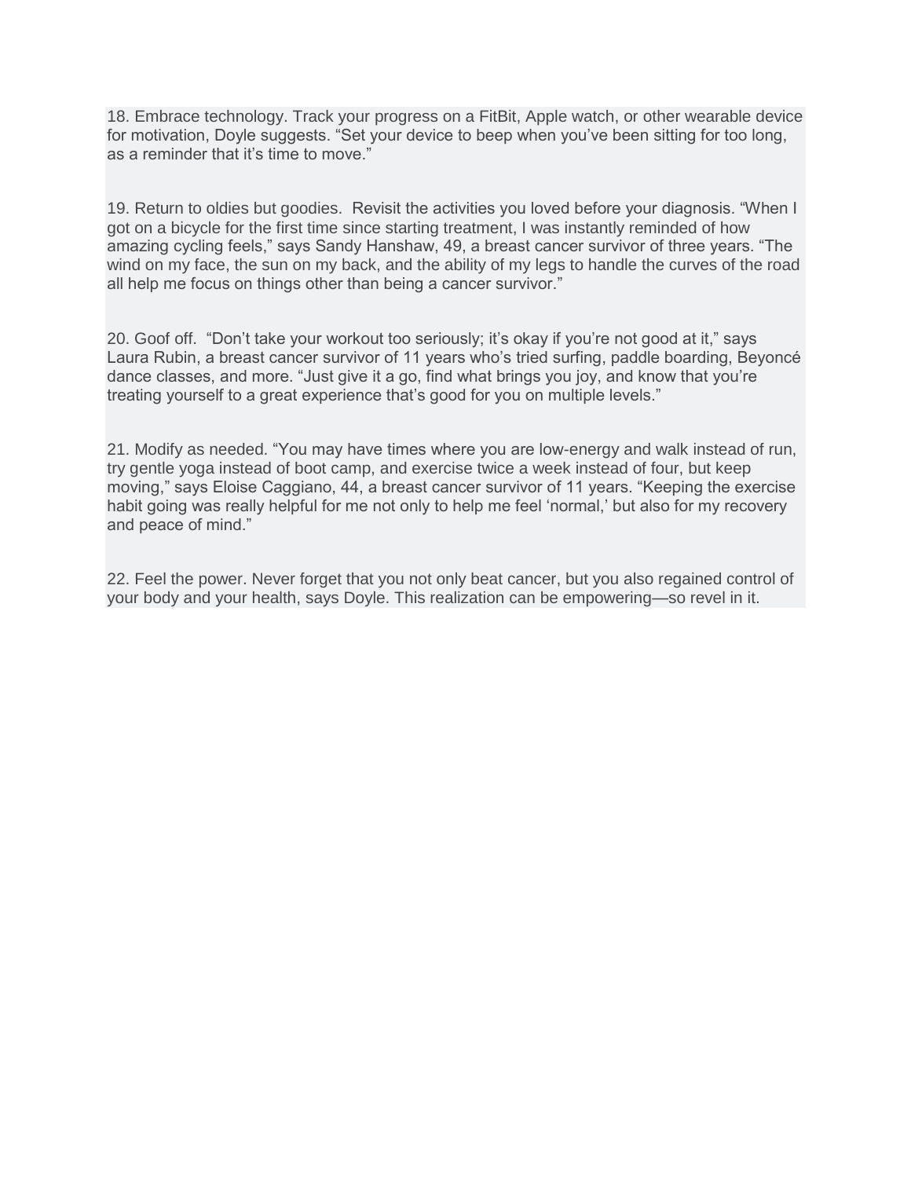18. Embrace technology. Track your progress on a FitBit, Apple watch, or other wearable device for motivation, Doyle suggests. "Set your device to beep when you've been sitting for too long, as a reminder that it's time to move."

19. Return to oldies but goodies. Revisit the activities you loved before your diagnosis. "When I got on a bicycle for the first time since starting treatment, I was instantly reminded of how amazing cycling feels," says Sandy Hanshaw, 49, a breast cancer survivor of three years. "The wind on my face, the sun on my back, and the ability of my legs to handle the curves of the road all help me focus on things other than being a cancer survivor."

20. Goof off. "Don't take your workout too seriously; it's okay if you're not good at it," says Laura Rubin, a breast cancer survivor of 11 years who's tried surfing, paddle boarding, Beyoncé dance classes, and more. "Just give it a go, find what brings you joy, and know that you're treating yourself to a great experience that's good for you on multiple levels."

21. Modify as needed. "You may have times where you are low-energy and walk instead of run, try gentle yoga instead of boot camp, and exercise twice a week instead of four, but keep moving," says Eloise Caggiano, 44, a breast cancer survivor of 11 years. "Keeping the exercise habit going was really helpful for me not only to help me feel 'normal,' but also for my recovery and peace of mind."

22. Feel the power. Never forget that you not only beat cancer, but you also regained control of your body and your health, says Doyle. This realization can be empowering—so revel in it.